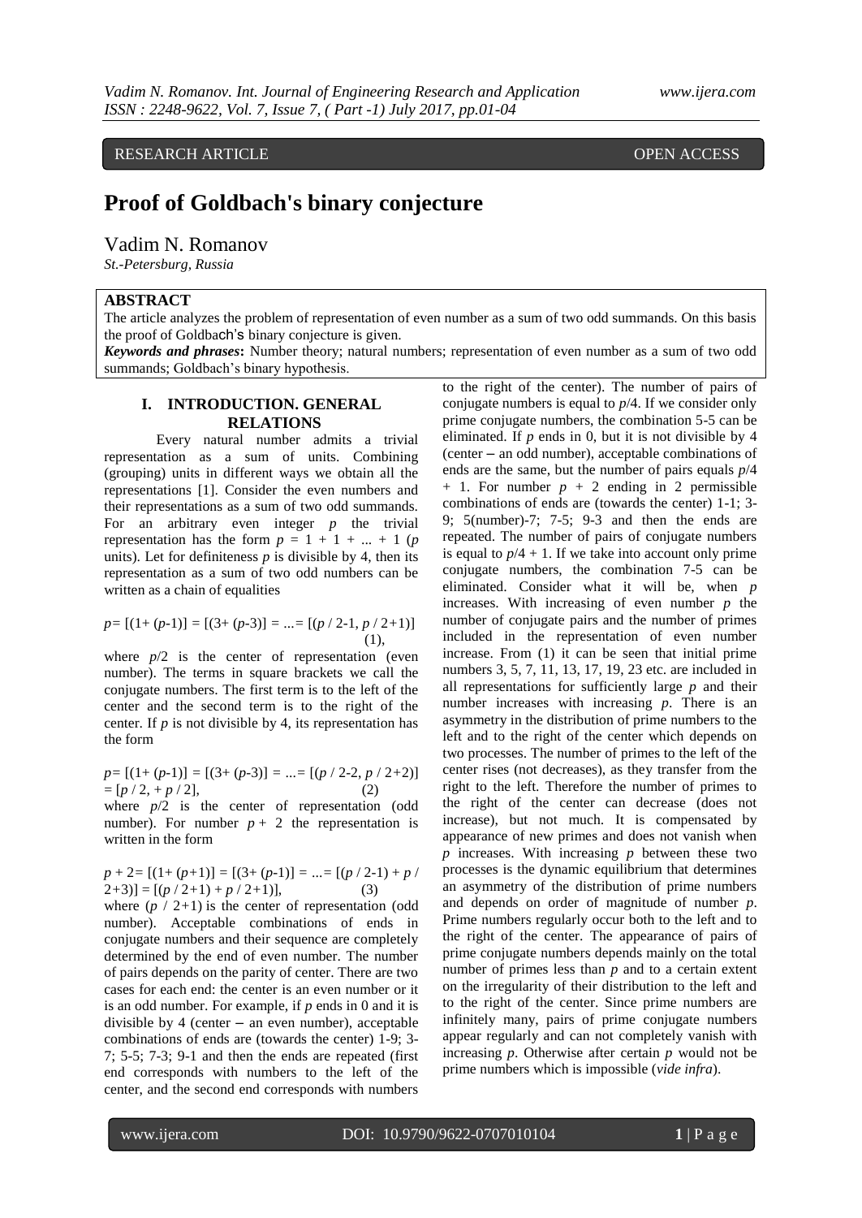RESEARCH ARTICLE OPEN ACCESS

# Proof of Goldbach's binary conjecture

Vadim N. Romanov

*St.-Petersburg, Russia*

## ABSTRACT

The article analyzes the problem of representation of even number as a sum of two odd summands. On this basis the proof of Goldbach's binary conjecture is given.

***Keywords and phrases*:** Number theory; natural numbers; representation of even number as a sum of two odd summands; Goldbach's binary hypothesis.

## I. INTRODUCTION. GENERAL RELATIONS

Every natural number admits a trivial representation as a sum of units. Combining (grouping) units in different ways we obtain all the representations [1]. Consider the even numbers and their representations as a sum of two odd summands. For an arbitrary even integer $p$ the trivial representation has the form $p = 1 + 1 + ... + 1$ ($p$ units). Let for definiteness $p$ is divisible by 4, then its representation as a sum of two odd numbers can be written as a chain of equalities

$$p= [(1+ (p-1)] = [(3+ (p-3)] = ...= [(p / 2-1, p / 2+1)] \quad (1),$$

where $p/2$ is the center of representation (even number). The terms in square brackets we call the conjugate numbers. The first term is to the left of the center and the second term is to the right of the center. If $p$ is not divisible by 4, its representation has the form

$$p= [(1+ (p-1)] = [(3+ (p-3)] = ...= [(p / 2-2, p / 2+2)] = [p / 2, + p / 2], \quad (2)$$

where $p/2$ is the center of representation (odd number). For number $p + 2$ the representation is written in the form

$$p + 2= [(1+ (p+1)] = [(3+ (p-1)] = ...= [(p / 2-1) + p / 2+3)] = [(p / 2+1) + p / 2+1)], \quad (3)$$

where $(p / 2+1)$ is the center of representation (odd number). Acceptable combinations of ends in conjugate numbers and their sequence are completely determined by the end of even number. The number of pairs depends on the parity of center. There are two cases for each end: the center is an even number or it is an odd number. For example, if $p$ ends in 0 and it is divisible by 4 (center – an even number), acceptable combinations of ends are (towards the center) 1-9; 3-7; 5-5; 7-3; 9-1 and then the ends are repeated (first end corresponds with numbers to the left of the center, and the second end corresponds with numbers to the right of the center). The number of pairs of conjugate numbers is equal to $p/4$. If we consider only prime conjugate numbers, the combination 5-5 can be eliminated. If $p$ ends in 0, but it is not divisible by 4 (center – an odd number), acceptable combinations of ends are the same, but the number of pairs equals $p/4 + 1$. For number $p + 2$ ending in 2 permissible combinations of ends are (towards the center) 1-1; 3-9; 5(number)-7; 7-5; 9-3 and then the ends are repeated. The number of pairs of conjugate numbers is equal to $p/4 + 1$. If we take into account only prime conjugate numbers, the combination 7-5 can be eliminated. Consider what it will be, when $p$ increases. With increasing of even number $p$ the number of conjugate pairs and the number of primes included in the representation of even number increase. From (1) it can be seen that initial prime numbers 3, 5, 7, 11, 13, 17, 19, 23 etc. are included in all representations for sufficiently large $p$ and their number increases with increasing $p$. There is an asymmetry in the distribution of prime numbers to the left and to the right of the center which depends on two processes. The number of primes to the left of the center rises (not decreases), as they transfer from the right to the left. Therefore the number of primes to the right of the center can decrease (does not increase), but not much. It is compensated by appearance of new primes and does not vanish when $p$ increases. With increasing $p$ between these two processes is the dynamic equilibrium that determines an asymmetry of the distribution of prime numbers and depends on order of magnitude of number $p$. Prime numbers regularly occur both to the left and to the right of the center. The appearance of pairs of prime conjugate numbers depends mainly on the total number of primes less than $p$ and to a certain extent on the irregularity of their distribution to the left and to the right of the center. Since prime numbers are infinitely many, pairs of prime conjugate numbers appear regularly and can not completely vanish with increasing $p$. Otherwise after certain $p$ would not be prime numbers which is impossible (*vide infra*).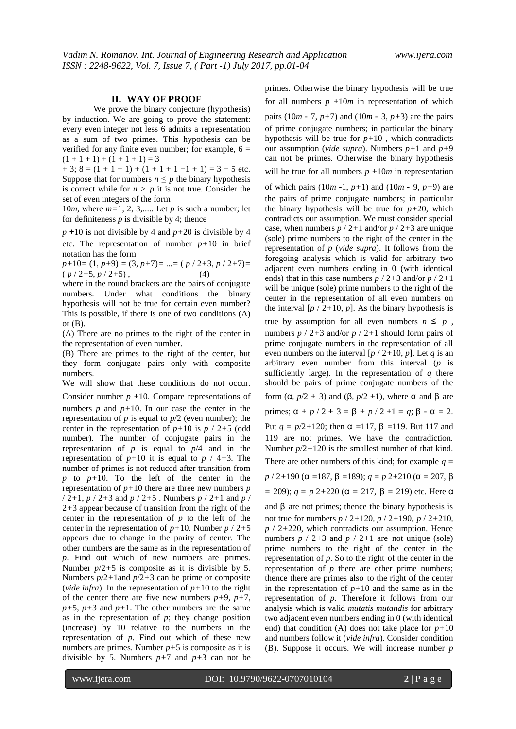## II. WAY OF PROOF

We prove the binary conjecture (hypothesis) by induction. We are going to prove the statement: every even integer not less 6 admits a representation as a sum of two primes. This hypothesis can be verified for any finite even number; for example, $6 = (1+1+1)+(1+1+1) = 3+3$; $8 = (1+1+1)+(1+1+1+1+1) = 3+5$ etc. Suppose that for numbers $n \leq p$ the binary hypothesis is correct while for $n > p$ it is not true. Consider the set of even integers of the form $10m$, where $m=1, 2, 3,.....$ Let $p$ is such a number; let for definiteness $p$ is divisible by 4; thence $p+10$ is not divisible by 4 and $p+20$ is divisible by 4 etc. The representation of number $p+10$ in brief notation has the form

$$p+10 = (1, p+9) = (3, p+7) = ... = (p/2+3, p/2+7) = (p/2+5, p/2+5), \quad (4)$$

where in the round brackets are the pairs of conjugate numbers. Under what conditions the binary hypothesis will not be true for certain even number? This is possible, if there is one of two conditions (A) or (B).

(A) There are no primes to the right of the center in the representation of even number.

(B) There are primes to the right of the center, but they form conjugate pairs only with composite numbers.

We will show that these conditions do not occur. Consider number $p+10$. Compare representations of numbers $p$ and $p+10$. In our case the center in the representation of $p$ is equal to $p/2$ (even number); the center in the representation of $p+10$ is $p/2+5$ (odd number). The number of conjugate pairs in the representation of $p$ is equal to $p/4$ and in the representation of $p+10$ it is equal to $p/4+3$. The number of primes is not reduced after transition from $p$ to $p+10$. To the left of the center in the representation of $p+10$ there are three new numbers $p/2+1$, $p/2+3$ and $p/2+5$. Numbers $p/2+1$ and $p/2+3$ appear because of transition from the right of the center in the representation of $p$ to the left of the center in the representation of $p+10$. Number $p/2+5$ appears due to change in the parity of center. The other numbers are the same as in the representation of $p$. Find out which of new numbers are primes. Number $p/2+5$ is composite as it is divisible by 5. Numbers $p/2+1$and $p/2+3$ can be prime or composite (*vide infra*). In the representation of $p+10$ to the right of the center there are five new numbers $p+9$, $p+7$, $p+5$, $p+3$ and $p+1$. The other numbers are the same as in the representation of $p$; they change position (increase) by 10 relative to the numbers in the representation of $p$. Find out which of these new numbers are primes. Number $p+5$ is composite as it is divisible by 5. Numbers $p+7$ and $p+3$ can not be primes. Otherwise the binary hypothesis will be true for all numbers $p+10m$ in representation of which pairs $(10m-7, p+7)$ and $(10m-3, p+3)$ are the pairs of prime conjugate numbers; in particular the binary hypothesis will be true for $p+10$, which contradicts our assumption (*vide supra*). Numbers $p+1$ and $p+9$ can not be primes. Otherwise the binary hypothesis will be true for all numbers $p+10m$ in representation of which pairs $(10m-1, p+1)$ and $(10m-9, p+9)$ are the pairs of prime conjugate numbers; in particular the binary hypothesis will be true for $p+20$, which contradicts our assumption. We must consider special case, when numbers $p/2+1$ and/or $p/2+3$ are unique (sole) prime numbers to the right of the center in the representation of $p$ (*vide supra*). It follows from the foregoing analysis which is valid for arbitrary two adjacent even numbers ending in 0 (with identical ends) that in this case numbers $p/2+3$ and/or $p/2+1$ will be unique (sole) prime numbers to the right of the center in the representation of all even numbers on the interval $[p/2+10, p]$. As the binary hypothesis is true by assumption for all even numbers $n \leq p$, numbers $p/2+3$ and/or $p/2+1$ should form pairs of prime conjugate numbers in the representation of all even numbers on the interval $[p/2+10, p]$. Let $q$ is an arbitrary even number from this interval ($p$ is sufficiently large). In the representation of $q$ there should be pairs of prime conjugate numbers of the form $(\alpha, p/2+3)$ and $(\beta, p/2+1)$, where $\alpha$ and $\beta$ are primes; $\alpha + p/2+3 = \beta + p/2+1 = q$; $\beta - \alpha = 2$. Put $q = p/2+120$; then $\alpha = 117$, $\beta = 119$. But 117 and 119 are not primes. We have the contradiction. Number $p/2+120$ is the smallest number of that kind. There are other numbers of this kind; for example $q = p/2+190$ ($\alpha = 187$, $\beta = 189$); $q = p\,2+210$ ($\alpha = 207$, $\beta = 209$); $q = p\,2+220$ ($\alpha = 217$, $\beta = 219$) etc. Here $\alpha$ and $\beta$ are not primes; thence the binary hypothesis is not true for numbers $p/2+120$, $p/2+190$, $p/2+210$, $p/2+220$, which contradicts our assumption. Hence numbers $p/2+3$ and $p/2+1$ are not unique (sole) prime numbers to the right of the center in the representation of $p$. So to the right of the center in the representation of $p$ there are other prime numbers; thence there are primes also to the right of the center in the representation of $p+10$ and the same as in the representation of $p$. Therefore it follows from our analysis which is valid *mutatis mutandis* for arbitrary two adjacent even numbers ending in 0 (with identical end) that condition (A) does not take place for $p+10$ and numbers follow it (*vide infra*). Consider condition (B). Suppose it occurs. We will increase number $p$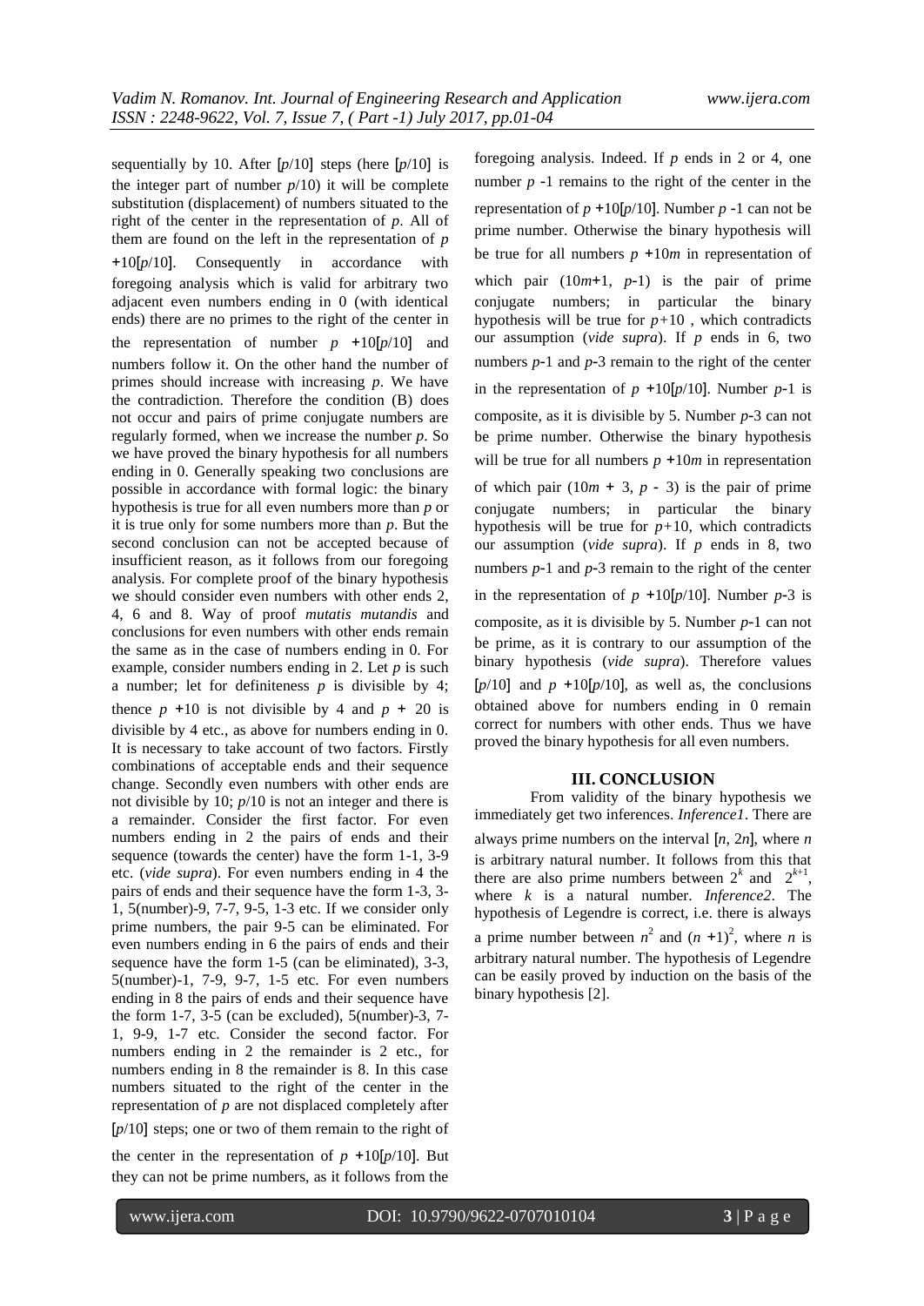sequentially by 10. After $[p/10]$ steps (here $[p/10]$ is the integer part of number $p/10$) it will be complete substitution (displacement) of numbers situated to the right of the center in the representation of $p$. All of them are found on the left in the representation of $p+10[p/10]$. Consequently in accordance with foregoing analysis which is valid for arbitrary two adjacent even numbers ending in 0 (with identical ends) there are no primes to the right of the center in the representation of number $p+10[p/10]$ and numbers follow it. On the other hand the number of primes should increase with increasing $p$. We have the contradiction. Therefore the condition (B) does not occur and pairs of prime conjugate numbers are regularly formed, when we increase the number $p$. So we have proved the binary hypothesis for all numbers ending in 0. Generally speaking two conclusions are possible in accordance with formal logic: the binary hypothesis is true for all even numbers more than $p$ or it is true only for some numbers more than $p$. But the second conclusion can not be accepted because of insufficient reason, as it follows from our foregoing analysis. For complete proof of the binary hypothesis we should consider even numbers with other ends 2, 4, 6 and 8. Way of proof *mutatis mutandis* and conclusions for even numbers with other ends remain the same as in the case of numbers ending in 0. For example, consider numbers ending in 2. Let $p$ is such a number; let for definiteness $p$ is divisible by 4; thence $p+10$ is not divisible by 4 and $p+20$ is divisible by 4 etc., as above for numbers ending in 0. It is necessary to take account of two factors. Firstly combinations of acceptable ends and their sequence change. Secondly even numbers with other ends are not divisible by 10; $p/10$ is not an integer and there is a remainder. Consider the first factor. For even numbers ending in 2 the pairs of ends and their sequence (towards the center) have the form 1-1, 3-9 etc. (*vide supra*). For even numbers ending in 4 the pairs of ends and their sequence have the form 1-3, 3-1, 5(number)-9, 7-7, 9-5, 1-3 etc. If we consider only prime numbers, the pair 9-5 can be eliminated. For even numbers ending in 6 the pairs of ends and their sequence have the form 1-5 (can be eliminated), 3-3, 5(number)-1, 7-9, 9-7, 1-5 etc. For even numbers ending in 8 the pairs of ends and their sequence have the form 1-7, 3-5 (can be excluded), 5(number)-3, 7-1, 9-9, 1-7 etc. Consider the second factor. For numbers ending in 2 the remainder is 2 etc., for numbers ending in 8 the remainder is 8. In this case numbers situated to the right of the center in the representation of $p$ are not displaced completely after $[p/10]$ steps; one or two of them remain to the right of the center in the representation of $p+10[p/10]$. But they can not be prime numbers, as it follows from the foregoing analysis. Indeed. If $p$ ends in 2 or 4, one number $p-1$ remains to the right of the center in the representation of $p+10[p/10]$. Number $p-1$ can not be prime number. Otherwise the binary hypothesis will be true for all numbers $p+10m$ in representation of which pair $(10m+1,\ p-1)$ is the pair of prime conjugate numbers; in particular the binary hypothesis will be true for $p+10$ , which contradicts our assumption (*vide supra*). If $p$ ends in 6, two numbers $p-1$ and $p-3$ remain to the right of the center in the representation of $p+10[p/10]$. Number $p-1$ is composite, as it is divisible by 5. Number $p-3$ can not be prime number. Otherwise the binary hypothesis will be true for all numbers $p+10m$ in representation of which pair $(10m+3,\ p-3)$ is the pair of prime conjugate numbers; in particular the binary hypothesis will be true for $p+10$, which contradicts our assumption (*vide supra*). If $p$ ends in 8, two numbers $p-1$ and $p-3$ remain to the right of the center in the representation of $p+10[p/10]$. Number $p-3$ is composite, as it is divisible by 5. Number $p-1$ can not be prime, as it is contrary to our assumption of the binary hypothesis (*vide supra*). Therefore values $[p/10]$ and $p+10[p/10]$, as well as, the conclusions obtained above for numbers ending in 0 remain correct for numbers with other ends. Thus we have proved the binary hypothesis for all even numbers.

## III. CONCLUSION

From validity of the binary hypothesis we immediately get two inferences. *Inference1*. There are always prime numbers on the interval $[n,\ 2n]$, where $n$ is arbitrary natural number. It follows from this that there are also prime numbers between $2^k$ and $2^{k+1}$, where $k$ is a natural number. *Inference2*. The hypothesis of Legendre is correct, i.e. there is always a prime number between $n^2$ and $(n+1)^2$, where $n$ is arbitrary natural number. The hypothesis of Legendre can be easily proved by induction on the basis of the binary hypothesis [2].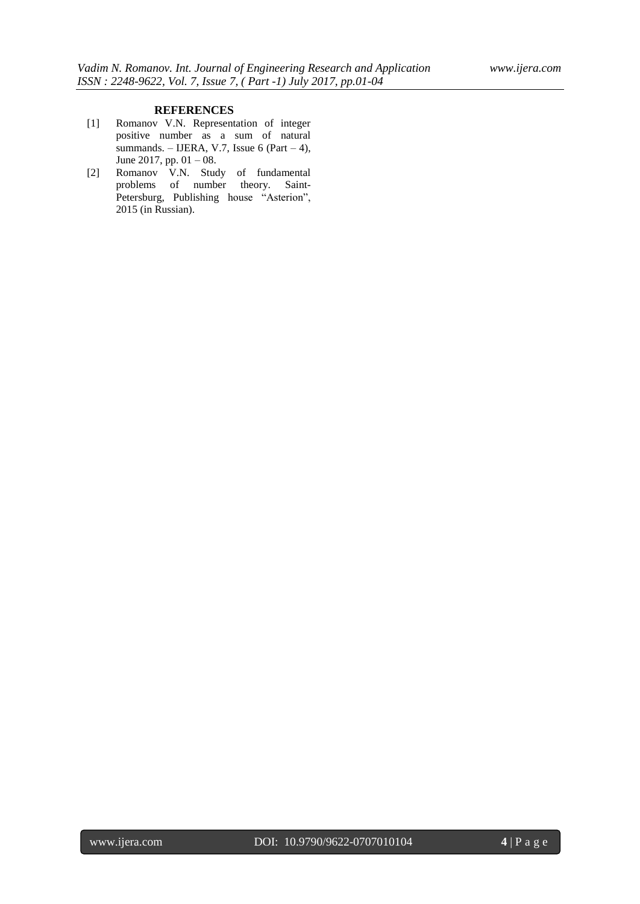## REFERENCES

[1] Romanov V.N. Representation of integer positive number as a sum of natural summands. – IJERA, V.7, Issue 6 (Part – 4), June 2017, pp. 01 – 08.

[2] Romanov V.N. Study of fundamental problems of number theory. Saint-Petersburg, Publishing house "Asterion", 2015 (in Russian).